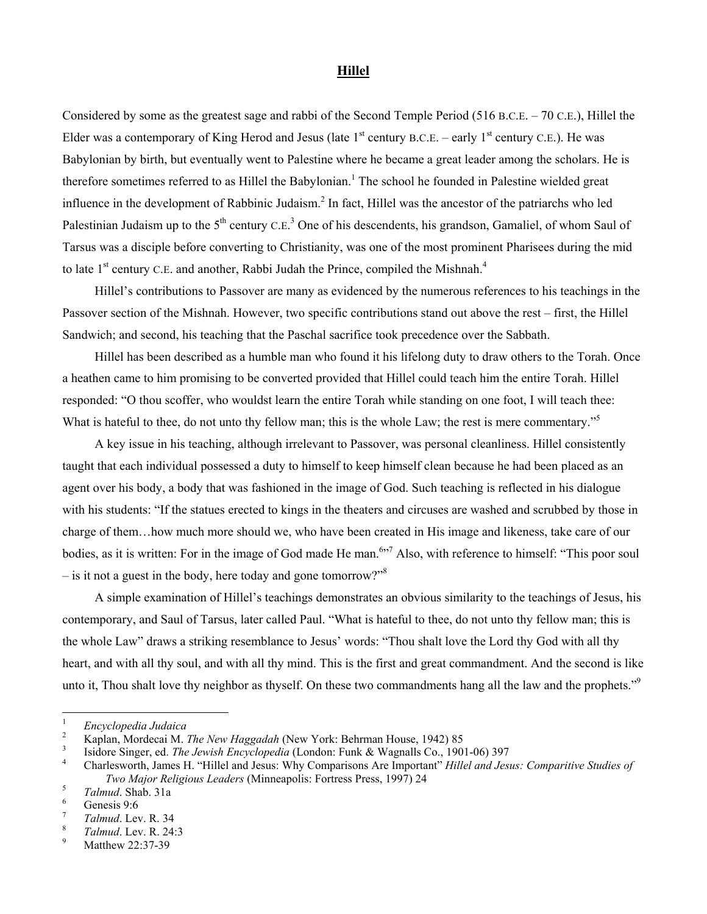# Hillel

Considered by some as the greatest sage and rabbi of the Second Temple Period (516 B.C.E. – 70 C.E.), Hillel the Elder was a contemporary of King Herod and Jesus (late 1st century B.C.E. – early 1st century C.E.). He was Babylonian by birth, but eventually went to Palestine where he became a great leader among the scholars. He is therefore sometimes referred to as Hillel the Babylonian.[1] The school he founded in Palestine wielded great influence in the development of Rabbinic Judaism.[2] In fact, Hillel was the ancestor of the patriarchs who led Palestinian Judaism up to the 5th century C.E.[3] One of his descendents, his grandson, Gamaliel, of whom Saul of Tarsus was a disciple before converting to Christianity, was one of the most prominent Pharisees during the mid to late 1st century C.E. and another, Rabbi Judah the Prince, compiled the Mishnah.[4]

Hillel's contributions to Passover are many as evidenced by the numerous references to his teachings in the Passover section of the Mishnah. However, two specific contributions stand out above the rest – first, the Hillel Sandwich; and second, his teaching that the Paschal sacrifice took precedence over the Sabbath.

Hillel has been described as a humble man who found it his lifelong duty to draw others to the Torah. Once a heathen came to him promising to be converted provided that Hillel could teach him the entire Torah. Hillel responded: "O thou scoffer, who wouldst learn the entire Torah while standing on one foot, I will teach thee: What is hateful to thee, do not unto thy fellow man; this is the whole Law; the rest is mere commentary."[5]

A key issue in his teaching, although irrelevant to Passover, was personal cleanliness. Hillel consistently taught that each individual possessed a duty to himself to keep himself clean because he had been placed as an agent over his body, a body that was fashioned in the image of God. Such teaching is reflected in his dialogue with his students: "If the statues erected to kings in the theaters and circuses are washed and scrubbed by those in charge of them…how much more should we, who have been created in His image and likeness, take care of our bodies, as it is written: For in the image of God made He man.[6]"[7] Also, with reference to himself: "This poor soul – is it not a guest in the body, here today and gone tomorrow?"[8]

A simple examination of Hillel's teachings demonstrates an obvious similarity to the teachings of Jesus, his contemporary, and Saul of Tarsus, later called Paul. "What is hateful to thee, do not unto thy fellow man; this is the whole Law" draws a striking resemblance to Jesus' words: "Thou shalt love the Lord thy God with all thy heart, and with all thy soul, and with all thy mind. This is the first and great commandment. And the second is like unto it, Thou shalt love thy neighbor as thyself. On these two commandments hang all the law and the prophets."[9]

---

1. *Encyclopedia Judaica*
2. Kaplan, Mordecai M. *The New Haggadah* (New York: Behrman House, 1942) 85
3. Isidore Singer, ed. *The Jewish Encyclopedia* (London: Funk & Wagnalls Co., 1901-06) 397
4. Charlesworth, James H. "Hillel and Jesus: Why Comparisons Are Important" *Hillel and Jesus: Comparitive Studies of Two Major Religious Leaders* (Minneapolis: Fortress Press, 1997) 24
5. *Talmud*. Shab. 31a
6. Genesis 9:6
7. *Talmud*. Lev. R. 34
8. *Talmud*. Lev. R. 24:3
9. Matthew 22:37-39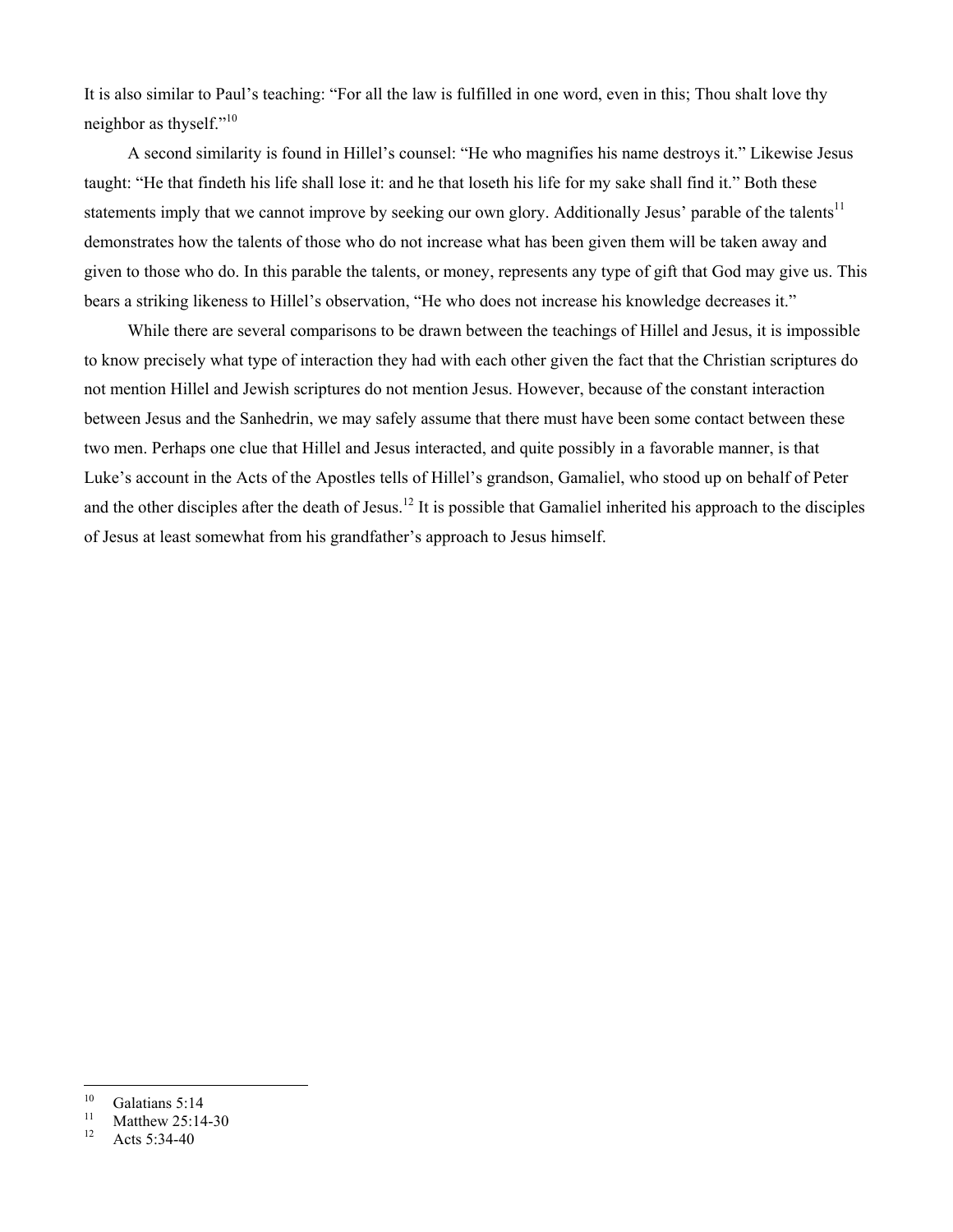It is also similar to Paul's teaching: "For all the law is fulfilled in one word, even in this; Thou shalt love thy neighbor as thyself."[10]

A second similarity is found in Hillel's counsel: "He who magnifies his name destroys it." Likewise Jesus taught: "He that findeth his life shall lose it: and he that loseth his life for my sake shall find it." Both these statements imply that we cannot improve by seeking our own glory. Additionally Jesus' parable of the talents[11] demonstrates how the talents of those who do not increase what has been given them will be taken away and given to those who do. In this parable the talents, or money, represents any type of gift that God may give us. This bears a striking likeness to Hillel's observation, "He who does not increase his knowledge decreases it."

While there are several comparisons to be drawn between the teachings of Hillel and Jesus, it is impossible to know precisely what type of interaction they had with each other given the fact that the Christian scriptures do not mention Hillel and Jewish scriptures do not mention Jesus. However, because of the constant interaction between Jesus and the Sanhedrin, we may safely assume that there must have been some contact between these two men. Perhaps one clue that Hillel and Jesus interacted, and quite possibly in a favorable manner, is that Luke's account in the Acts of the Apostles tells of Hillel's grandson, Gamaliel, who stood up on behalf of Peter and the other disciples after the death of Jesus.[12] It is possible that Gamaliel inherited his approach to the disciples of Jesus at least somewhat from his grandfather's approach to Jesus himself.

---

[10] Galatians 5:14

[11] Matthew 25:14-30

[12] Acts 5:34-40